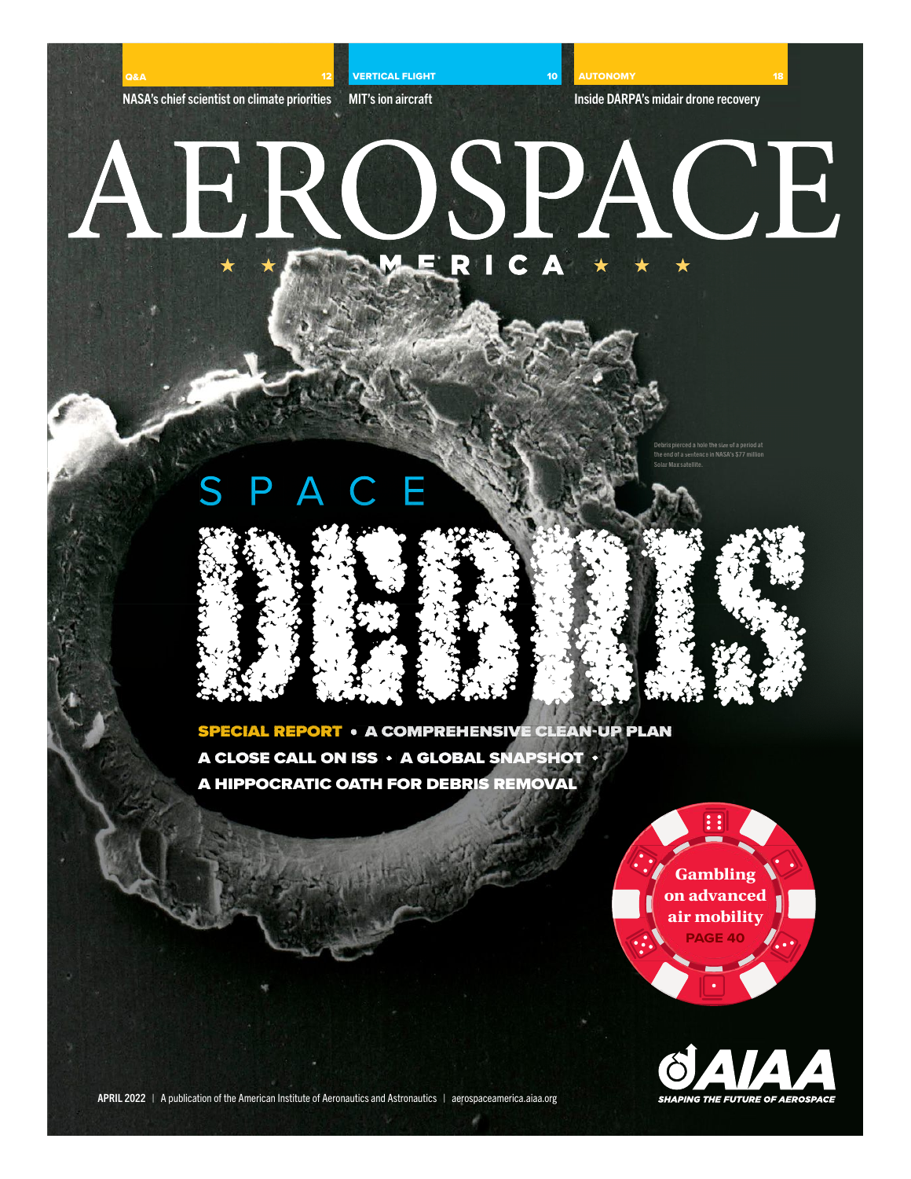**Q&A** 12
NASA's chief scientist on climate priorities

**VERTICAL FLIGHT** 10
MIT's ion aircraft

**AUTONOMY** 18
Inside DARPA's midair drone recovery

# AEROSPACE AMERICA

Debris pierced a hole the size of a period at the end of a sentence in NASA's $77 million Solar Max satellite.

# SPACE DEBRIS

**SPECIAL REPORT** • A COMPREHENSIVE CLEAN-UP PLAN
A CLOSE CALL ON ISS • A GLOBAL SNAPSHOT •
A HIPPOCRATIC OATH FOR DEBRIS REMOVAL

**Gambling on advanced air mobility**
PAGE 40

APRIL 2022 | A publication of the American Institute of Aeronautics and Astronautics | aerospaceamerica.aiaa.org

AIAA
SHAPING THE FUTURE OF AEROSPACE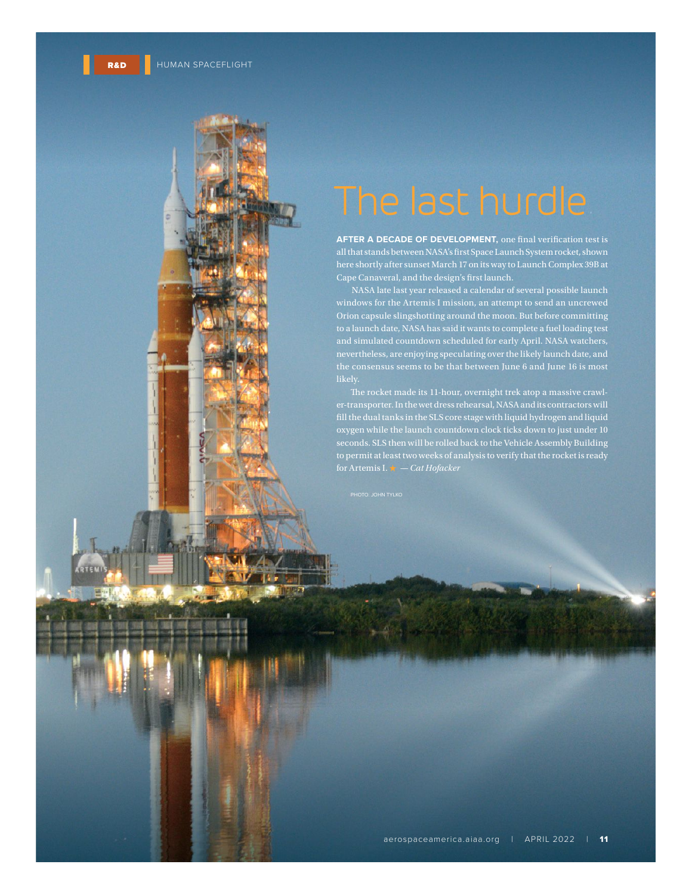R&D | HUMAN SPACEFLIGHT

# The last hurdle

**AFTER A DECADE OF DEVELOPMENT,** one final verification test is all that stands between NASA's first Space Launch System rocket, shown here shortly after sunset March 17 on its way to Launch Complex 39B at Cape Canaveral, and the design's first launch.

NASA late last year released a calendar of several possible launch windows for the Artemis I mission, an attempt to send an uncrewed Orion capsule slingshotting around the moon. But before committing to a launch date, NASA has said it wants to complete a fuel loading test and simulated countdown scheduled for early April. NASA watchers, nevertheless, are enjoying speculating over the likely launch date, and the consensus seems to be that between June 6 and June 16 is most likely.

The rocket made its 11-hour, overnight trek atop a massive crawler-transporter. In the wet dress rehearsal, NASA and its contractors will fill the dual tanks in the SLS core stage with liquid hydrogen and liquid oxygen while the launch countdown clock ticks down to just under 10 seconds. SLS then will be rolled back to the Vehicle Assembly Building to permit at least two weeks of analysis to verify that the rocket is ready for Artemis I. ★ *— Cat Hofacker*

PHOTO: JOHN TYLKO